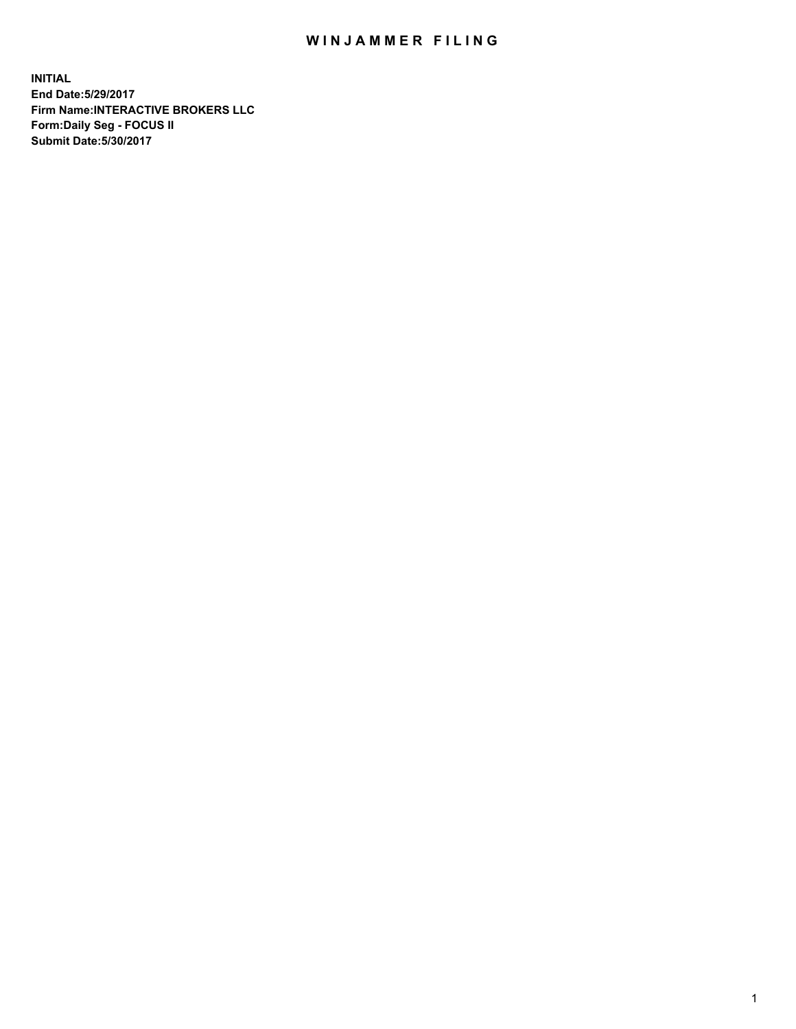# WINJAMMER FILING

**INITIAL**
**End Date:5/29/2017**
**Firm Name:INTERACTIVE BROKERS LLC**
**Form:Daily Seg - FOCUS II**
**Submit Date:5/30/2017**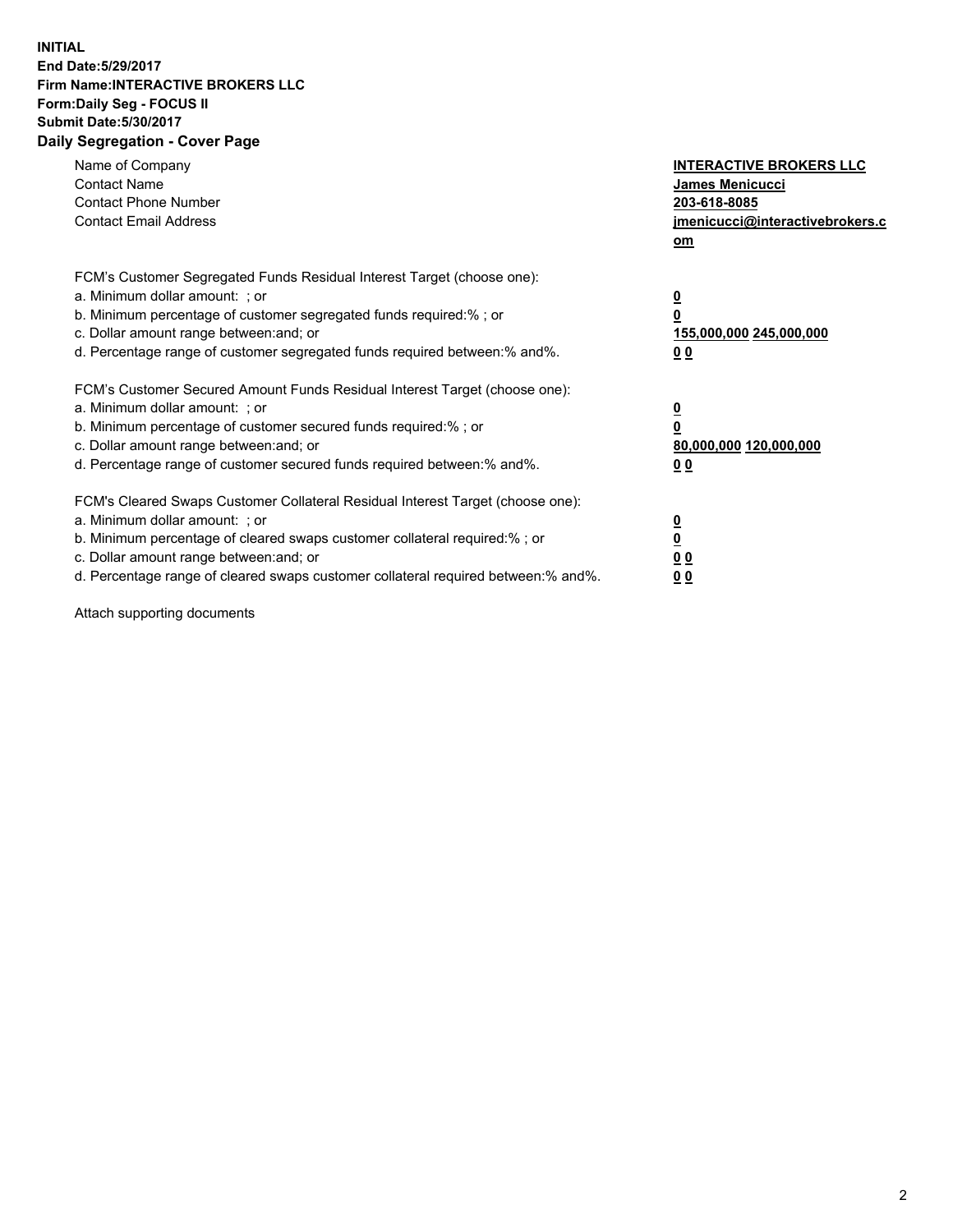**INITIAL**
**End Date:5/29/2017**
**Firm Name:INTERACTIVE BROKERS LLC**
**Form:Daily Seg - FOCUS II**
**Submit Date:5/30/2017**
**Daily Segregation - Cover Page**

| | |
|---|---|
| Name of Company | **INTERACTIVE BROKERS LLC** |
| Contact Name | **James Menicucci** |
| Contact Phone Number | **203-618-8085** |
| Contact Email Address | **jmenicucci@interactivebrokers.com** |

FCM's Customer Segregated Funds Residual Interest Target (choose one):

| | |
|---|---|
| a. Minimum dollar amount: ; or | **0** |
| b. Minimum percentage of customer segregated funds required:% ; or | **0** |
| c. Dollar amount range between:and; or | **155,000,000 245,000,000** |
| d. Percentage range of customer segregated funds required between:% and%. | **0 0** |

FCM's Customer Secured Amount Funds Residual Interest Target (choose one):

| | |
|---|---|
| a. Minimum dollar amount: ; or | **0** |
| b. Minimum percentage of customer secured funds required:% ; or | **0** |
| c. Dollar amount range between:and; or | **80,000,000 120,000,000** |
| d. Percentage range of customer secured funds required between:% and%. | **0 0** |

FCM's Cleared Swaps Customer Collateral Residual Interest Target (choose one):

| | |
|---|---|
| a. Minimum dollar amount: ; or | **0** |
| b. Minimum percentage of cleared swaps customer collateral required:% ; or | **0** |
| c. Dollar amount range between:and; or | **0 0** |
| d. Percentage range of cleared swaps customer collateral required between:% and%. | **0 0** |

Attach supporting documents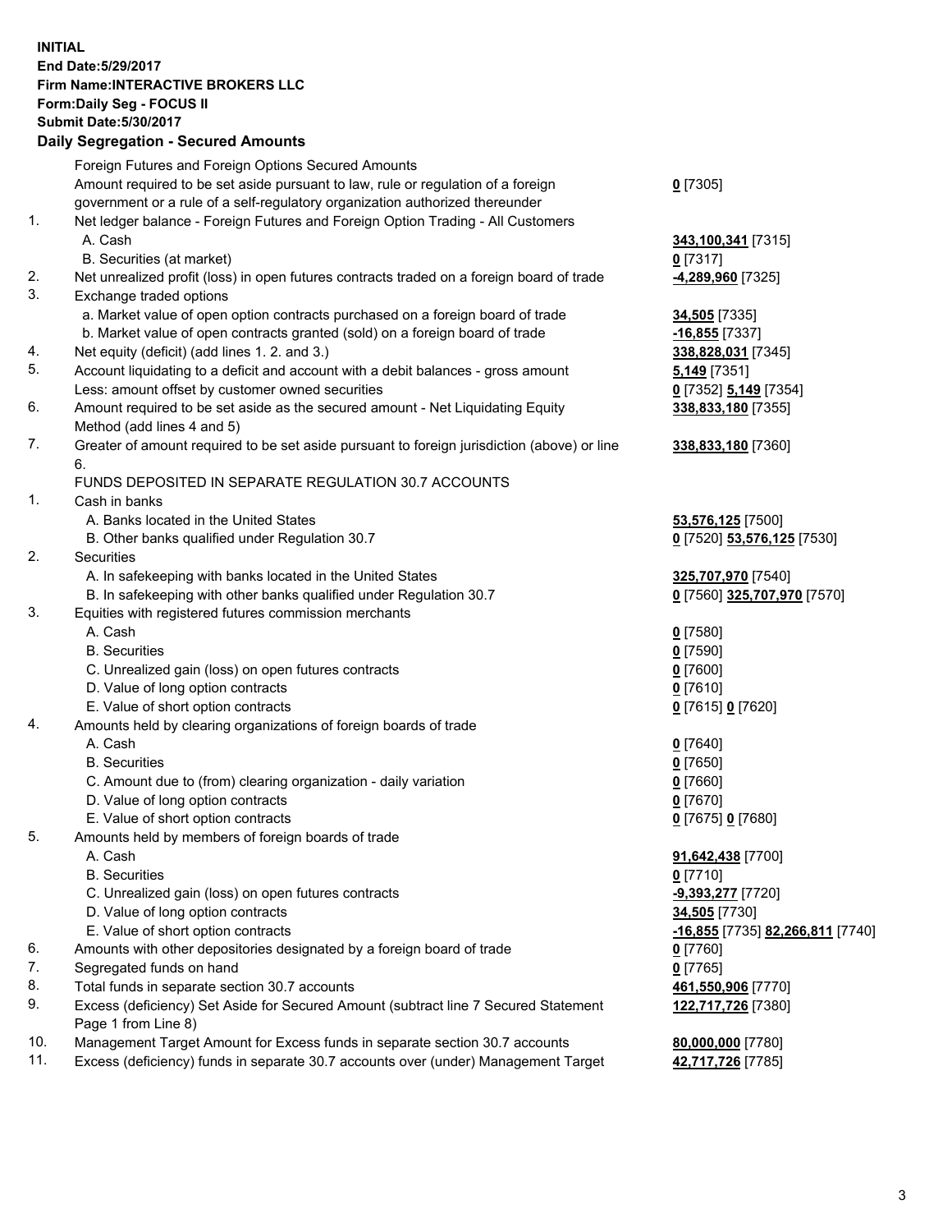**INITIAL**
**End Date:5/29/2017**
**Firm Name:INTERACTIVE BROKERS LLC**
**Form:Daily Seg - FOCUS II**
**Submit Date:5/30/2017**

### Daily Segregation - Secured Amounts

| | | |
|---|---|---|
| | Foreign Futures and Foreign Options Secured Amounts | |
| | Amount required to be set aside pursuant to law, rule or regulation of a foreign government or a rule of a self-regulatory organization authorized thereunder | **0** [7305] |
| 1. | Net ledger balance - Foreign Futures and Foreign Option Trading - All Customers | |
| | A. Cash | **343,100,341** [7315] |
| | B. Securities (at market) | **0** [7317] |
| 2. | Net unrealized profit (loss) in open futures contracts traded on a foreign board of trade | **-4,289,960** [7325] |
| 3. | Exchange traded options | |
| | a. Market value of open option contracts purchased on a foreign board of trade | **34,505** [7335] |
| | b. Market value of open contracts granted (sold) on a foreign board of trade | **-16,855** [7337] |
| 4. | Net equity (deficit) (add lines 1. 2. and 3.) | **338,828,031** [7345] |
| 5. | Account liquidating to a deficit and account with a debit balances - gross amount | **5,149** [7351] |
| | Less: amount offset by customer owned securities | **0** [7352] **5,149** [7354] |
| 6. | Amount required to be set aside as the secured amount - Net Liquidating Equity Method (add lines 4 and 5) | **338,833,180** [7355] |
| 7. | Greater of amount required to be set aside pursuant to foreign jurisdiction (above) or line 6. | **338,833,180** [7360] |
| | FUNDS DEPOSITED IN SEPARATE REGULATION 30.7 ACCOUNTS | |
| 1. | Cash in banks | |
| | A. Banks located in the United States | **53,576,125** [7500] |
| | B. Other banks qualified under Regulation 30.7 | **0** [7520] **53,576,125** [7530] |
| 2. | Securities | |
| | A. In safekeeping with banks located in the United States | **325,707,970** [7540] |
| | B. In safekeeping with other banks qualified under Regulation 30.7 | **0** [7560] **325,707,970** [7570] |
| 3. | Equities with registered futures commission merchants | |
| | A. Cash | **0** [7580] |
| | B. Securities | **0** [7590] |
| | C. Unrealized gain (loss) on open futures contracts | **0** [7600] |
| | D. Value of long option contracts | **0** [7610] |
| | E. Value of short option contracts | **0** [7615] **0** [7620] |
| 4. | Amounts held by clearing organizations of foreign boards of trade | |
| | A. Cash | **0** [7640] |
| | B. Securities | **0** [7650] |
| | C. Amount due to (from) clearing organization - daily variation | **0** [7660] |
| | D. Value of long option contracts | **0** [7670] |
| | E. Value of short option contracts | **0** [7675] **0** [7680] |
| 5. | Amounts held by members of foreign boards of trade | |
| | A. Cash | **91,642,438** [7700] |
| | B. Securities | **0** [7710] |
| | C. Unrealized gain (loss) on open futures contracts | **-9,393,277** [7720] |
| | D. Value of long option contracts | **34,505** [7730] |
| | E. Value of short option contracts | **-16,855** [7735] **82,266,811** [7740] |
| 6. | Amounts with other depositories designated by a foreign board of trade | **0** [7760] |
| 7. | Segregated funds on hand | **0** [7765] |
| 8. | Total funds in separate section 30.7 accounts | **461,550,906** [7770] |
| 9. | Excess (deficiency) Set Aside for Secured Amount (subtract line 7 Secured Statement Page 1 from Line 8) | **122,717,726** [7380] |
| 10. | Management Target Amount for Excess funds in separate section 30.7 accounts | **80,000,000** [7780] |
| 11. | Excess (deficiency) funds in separate 30.7 accounts over (under) Management Target | **42,717,726** [7785] |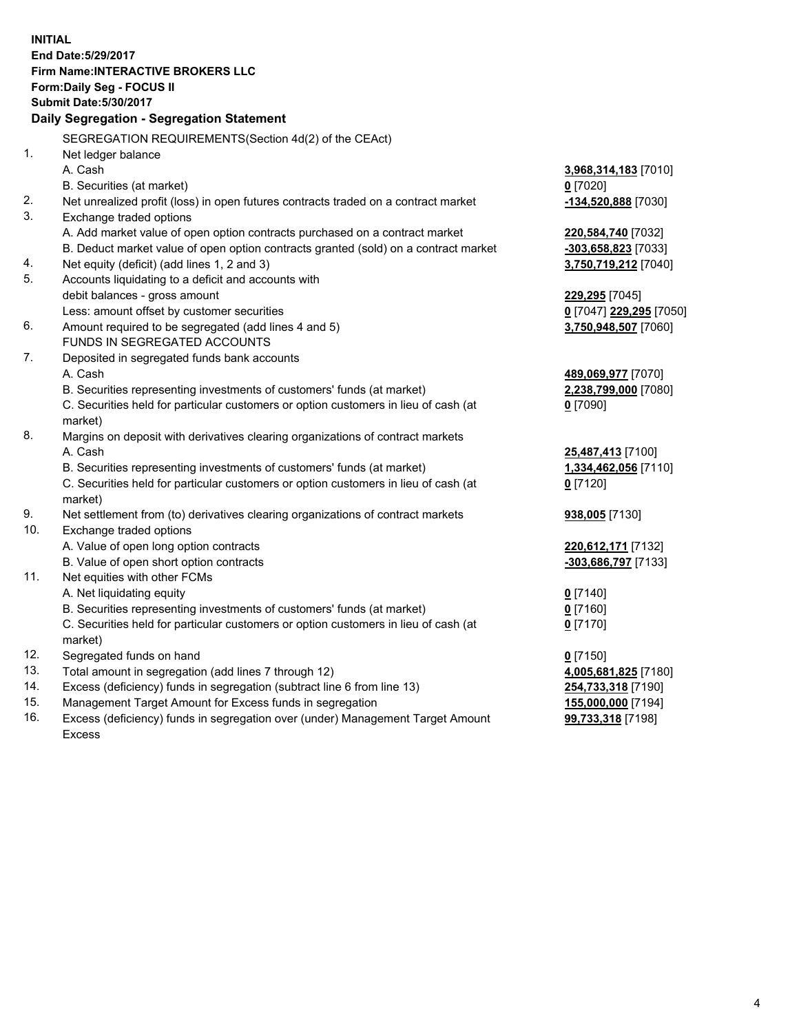**INITIAL**
**End Date:5/29/2017**
**Firm Name:INTERACTIVE BROKERS LLC**
**Form:Daily Seg - FOCUS II**
**Submit Date:5/30/2017**

## Daily Segregation - Segregation Statement

SEGREGATION REQUIREMENTS(Section 4d(2) of the CEAct)

| | | |
|---|---|---|
| 1. | Net ledger balance | |
| | A. Cash | **3,968,314,183** [7010] |
| | B. Securities (at market) | **0** [7020] |
| 2. | Net unrealized profit (loss) in open futures contracts traded on a contract market | **-134,520,888** [7030] |
| 3. | Exchange traded options | |
| | A. Add market value of open option contracts purchased on a contract market | **220,584,740** [7032] |
| | B. Deduct market value of open option contracts granted (sold) on a contract market | **-303,658,823** [7033] |
| 4. | Net equity (deficit) (add lines 1, 2 and 3) | **3,750,719,212** [7040] |
| 5. | Accounts liquidating to a deficit and accounts with | |
| | debit balances - gross amount | **229,295** [7045] |
| | Less: amount offset by customer securities | **0** [7047] **229,295** [7050] |
| 6. | Amount required to be segregated (add lines 4 and 5) | **3,750,948,507** [7060] |
| | FUNDS IN SEGREGATED ACCOUNTS | |
| 7. | Deposited in segregated funds bank accounts | |
| | A. Cash | **489,069,977** [7070] |
| | B. Securities representing investments of customers' funds (at market) | **2,238,799,000** [7080] |
| | C. Securities held for particular customers or option customers in lieu of cash (at market) | **0** [7090] |
| 8. | Margins on deposit with derivatives clearing organizations of contract markets | |
| | A. Cash | **25,487,413** [7100] |
| | B. Securities representing investments of customers' funds (at market) | **1,334,462,056** [7110] |
| | C. Securities held for particular customers or option customers in lieu of cash (at market) | **0** [7120] |
| 9. | Net settlement from (to) derivatives clearing organizations of contract markets | **938,005** [7130] |
| 10. | Exchange traded options | |
| | A. Value of open long option contracts | **220,612,171** [7132] |
| | B. Value of open short option contracts | **-303,686,797** [7133] |
| 11. | Net equities with other FCMs | |
| | A. Net liquidating equity | **0** [7140] |
| | B. Securities representing investments of customers' funds (at market) | **0** [7160] |
| | C. Securities held for particular customers or option customers in lieu of cash (at market) | **0** [7170] |
| 12. | Segregated funds on hand | **0** [7150] |
| 13. | Total amount in segregation (add lines 7 through 12) | **4,005,681,825** [7180] |
| 14. | Excess (deficiency) funds in segregation (subtract line 6 from line 13) | **254,733,318** [7190] |
| 15. | Management Target Amount for Excess funds in segregation | **155,000,000** [7194] |
| 16. | Excess (deficiency) funds in segregation over (under) Management Target Amount Excess | **99,733,318** [7198] |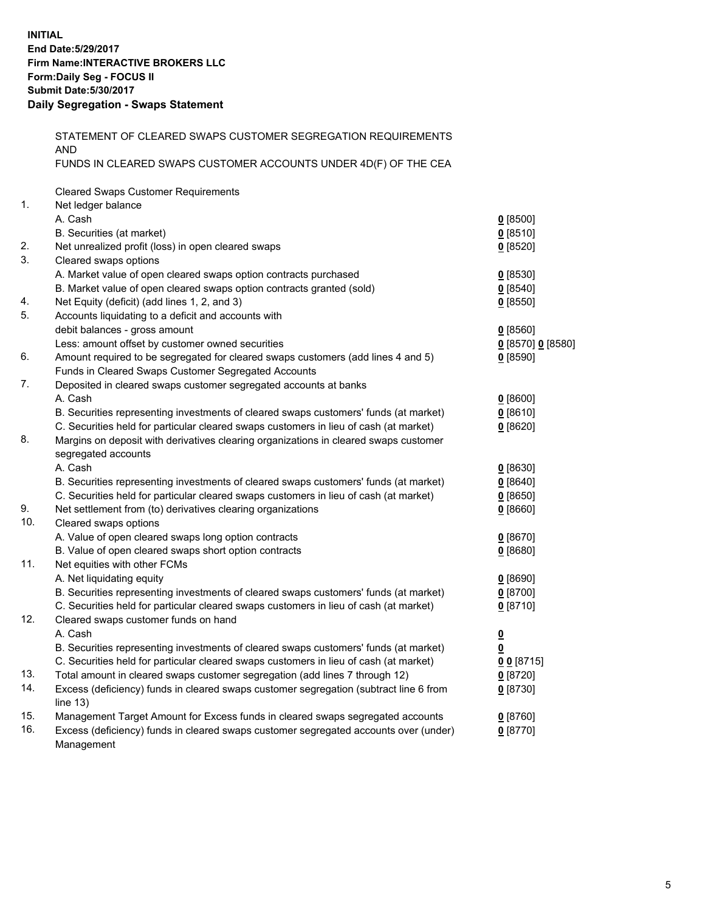**INITIAL**
**End Date:5/29/2017**
**Firm Name:INTERACTIVE BROKERS LLC**
**Form:Daily Seg - FOCUS II**
**Submit Date:5/30/2017**
**Daily Segregation - Swaps Statement**

STATEMENT OF CLEARED SWAPS CUSTOMER SEGREGATION REQUIREMENTS AND FUNDS IN CLEARED SWAPS CUSTOMER ACCOUNTS UNDER 4D(F) OF THE CEA

| | | |
|---|---|---|
| | Cleared Swaps Customer Requirements | |
| 1. | Net ledger balance | |
| | A. Cash | 0 [8500] |
| | B. Securities (at market) | 0 [8510] |
| 2. | Net unrealized profit (loss) in open cleared swaps | 0 [8520] |
| 3. | Cleared swaps options | |
| | A. Market value of open cleared swaps option contracts purchased | 0 [8530] |
| | B. Market value of open cleared swaps option contracts granted (sold) | 0 [8540] |
| 4. | Net Equity (deficit) (add lines 1, 2, and 3) | 0 [8550] |
| 5. | Accounts liquidating to a deficit and accounts with | |
| | debit balances - gross amount | 0 [8560] |
| | Less: amount offset by customer owned securities | 0 [8570] 0 [8580] |
| 6. | Amount required to be segregated for cleared swaps customers (add lines 4 and 5) | 0 [8590] |
| | Funds in Cleared Swaps Customer Segregated Accounts | |
| 7. | Deposited in cleared swaps customer segregated accounts at banks | |
| | A. Cash | 0 [8600] |
| | B. Securities representing investments of cleared swaps customers' funds (at market) | 0 [8610] |
| | C. Securities held for particular cleared swaps customers in lieu of cash (at market) | 0 [8620] |
| 8. | Margins on deposit with derivatives clearing organizations in cleared swaps customer segregated accounts | |
| | A. Cash | 0 [8630] |
| | B. Securities representing investments of cleared swaps customers' funds (at market) | 0 [8640] |
| | C. Securities held for particular cleared swaps customers in lieu of cash (at market) | 0 [8650] |
| 9. | Net settlement from (to) derivatives clearing organizations | 0 [8660] |
| 10. | Cleared swaps options | |
| | A. Value of open cleared swaps long option contracts | 0 [8670] |
| | B. Value of open cleared swaps short option contracts | 0 [8680] |
| 11. | Net equities with other FCMs | |
| | A. Net liquidating equity | 0 [8690] |
| | B. Securities representing investments of cleared swaps customers' funds (at market) | 0 [8700] |
| | C. Securities held for particular cleared swaps customers in lieu of cash (at market) | 0 [8710] |
| 12. | Cleared swaps customer funds on hand | |
| | A. Cash | 0 |
| | B. Securities representing investments of cleared swaps customers' funds (at market) | 0 |
| | C. Securities held for particular cleared swaps customers in lieu of cash (at market) | 0 0 [8715] |
| 13. | Total amount in cleared swaps customer segregation (add lines 7 through 12) | 0 [8720] |
| 14. | Excess (deficiency) funds in cleared swaps customer segregation (subtract line 6 from line 13) | 0 [8730] |
| 15. | Management Target Amount for Excess funds in cleared swaps segregated accounts | 0 [8760] |
| 16. | Excess (deficiency) funds in cleared swaps customer segregated accounts over (under) Management | 0 [8770] |